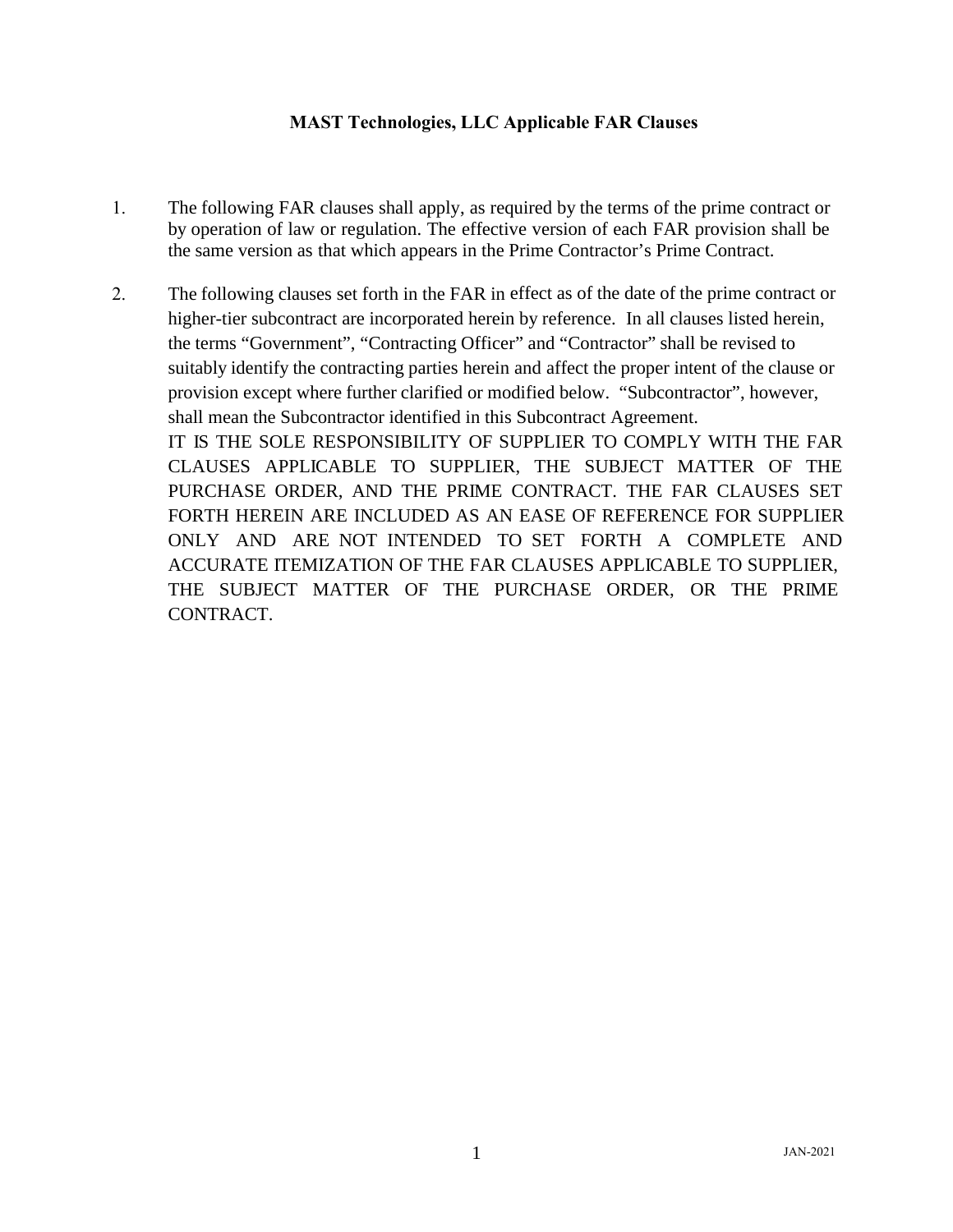# MAST Technologies, LLC Applicable FAR Clauses

1. The following FAR clauses shall apply, as required by the terms of the prime contract or by operation of law or regulation. The effective version of each FAR provision shall be the same version as that which appears in the Prime Contractor's Prime Contract.

2. The following clauses set forth in the FAR in effect as of the date of the prime contract or higher-tier subcontract are incorporated herein by reference. In all clauses listed herein, the terms "Government", "Contracting Officer" and "Contractor" shall be revised to suitably identify the contracting parties herein and affect the proper intent of the clause or provision except where further clarified or modified below. "Subcontractor", however, shall mean the Subcontractor identified in this Subcontract Agreement.
   IT IS THE SOLE RESPONSIBILITY OF SUPPLIER TO COMPLY WITH THE FAR CLAUSES APPLICABLE TO SUPPLIER, THE SUBJECT MATTER OF THE PURCHASE ORDER, AND THE PRIME CONTRACT. THE FAR CLAUSES SET FORTH HEREIN ARE INCLUDED AS AN EASE OF REFERENCE FOR SUPPLIER ONLY AND ARE NOT INTENDED TO SET FORTH A COMPLETE AND ACCURATE ITEMIZATION OF THE FAR CLAUSES APPLICABLE TO SUPPLIER, THE SUBJECT MATTER OF THE PURCHASE ORDER, OR THE PRIME CONTRACT.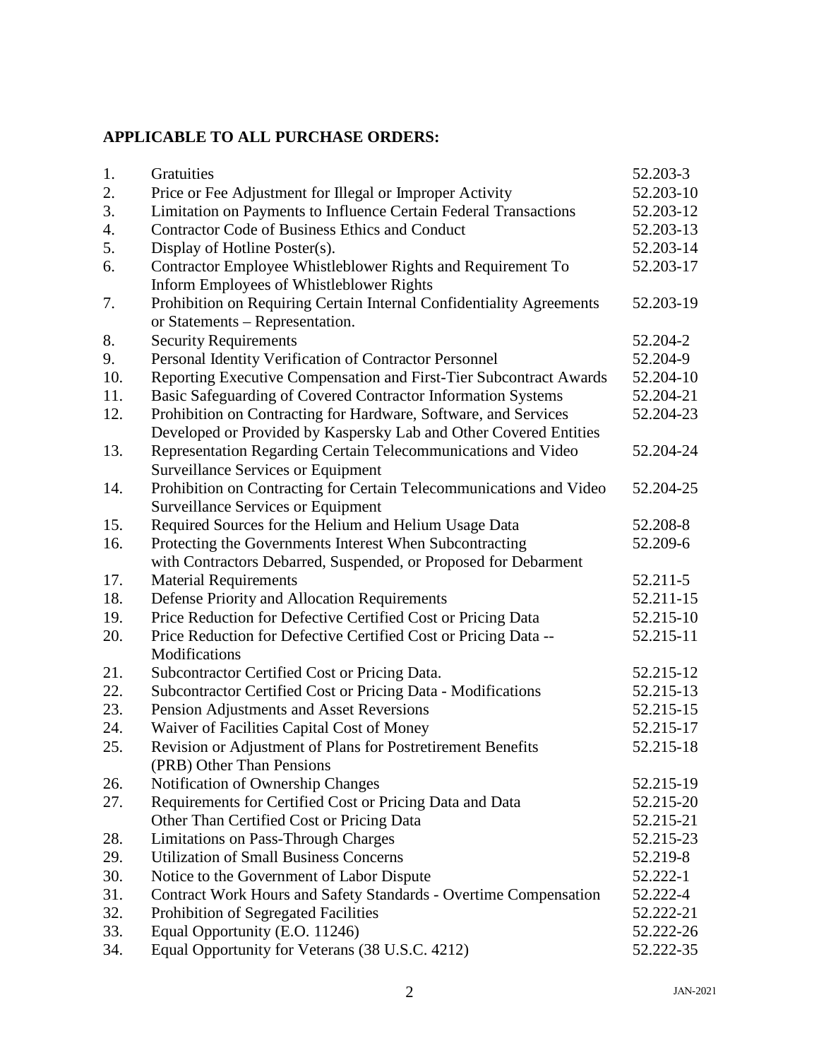**APPLICABLE TO ALL PURCHASE ORDERS:**

| | | |
|---|---|---|
| 1. | Gratuities | 52.203-3 |
| 2. | Price or Fee Adjustment for Illegal or Improper Activity | 52.203-10 |
| 3. | Limitation on Payments to Influence Certain Federal Transactions | 52.203-12 |
| 4. | Contractor Code of Business Ethics and Conduct | 52.203-13 |
| 5. | Display of Hotline Poster(s). | 52.203-14 |
| 6. | Contractor Employee Whistleblower Rights and Requirement To Inform Employees of Whistleblower Rights | 52.203-17 |
| 7. | Prohibition on Requiring Certain Internal Confidentiality Agreements or Statements – Representation. | 52.203-19 |
| 8. | Security Requirements | 52.204-2 |
| 9. | Personal Identity Verification of Contractor Personnel | 52.204-9 |
| 10. | Reporting Executive Compensation and First-Tier Subcontract Awards | 52.204-10 |
| 11. | Basic Safeguarding of Covered Contractor Information Systems | 52.204-21 |
| 12. | Prohibition on Contracting for Hardware, Software, and Services Developed or Provided by Kaspersky Lab and Other Covered Entities | 52.204-23 |
| 13. | Representation Regarding Certain Telecommunications and Video Surveillance Services or Equipment | 52.204-24 |
| 14. | Prohibition on Contracting for Certain Telecommunications and Video Surveillance Services or Equipment | 52.204-25 |
| 15. | Required Sources for the Helium and Helium Usage Data | 52.208-8 |
| 16. | Protecting the Governments Interest When Subcontracting with Contractors Debarred, Suspended, or Proposed for Debarment | 52.209-6 |
| 17. | Material Requirements | 52.211-5 |
| 18. | Defense Priority and Allocation Requirements | 52.211-15 |
| 19. | Price Reduction for Defective Certified Cost or Pricing Data | 52.215-10 |
| 20. | Price Reduction for Defective Certified Cost or Pricing Data -- Modifications | 52.215-11 |
| 21. | Subcontractor Certified Cost or Pricing Data. | 52.215-12 |
| 22. | Subcontractor Certified Cost or Pricing Data - Modifications | 52.215-13 |
| 23. | Pension Adjustments and Asset Reversions | 52.215-15 |
| 24. | Waiver of Facilities Capital Cost of Money | 52.215-17 |
| 25. | Revision or Adjustment of Plans for Postretirement Benefits (PRB) Other Than Pensions | 52.215-18 |
| 26. | Notification of Ownership Changes | 52.215-19 |
| 27. | Requirements for Certified Cost or Pricing Data and Data Other Than Certified Cost or Pricing Data | 52.215-20<br>52.215-21 |
| 28. | Limitations on Pass-Through Charges | 52.215-23 |
| 29. | Utilization of Small Business Concerns | 52.219-8 |
| 30. | Notice to the Government of Labor Dispute | 52.222-1 |
| 31. | Contract Work Hours and Safety Standards - Overtime Compensation | 52.222-4 |
| 32. | Prohibition of Segregated Facilities | 52.222-21 |
| 33. | Equal Opportunity (E.O. 11246) | 52.222-26 |
| 34. | Equal Opportunity for Veterans (38 U.S.C. 4212) | 52.222-35 |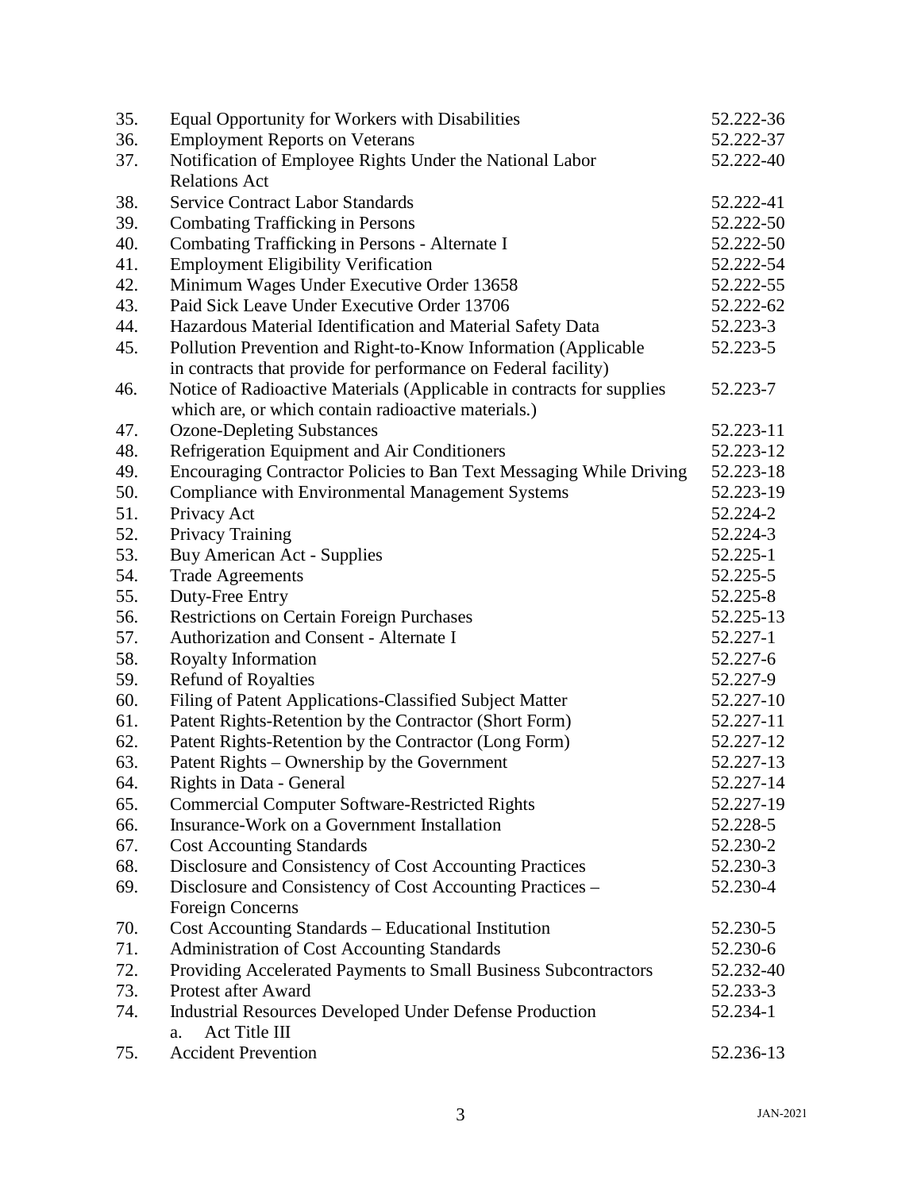| | | |
|---|---|---|
| 35. | Equal Opportunity for Workers with Disabilities | 52.222-36 |
| 36. | Employment Reports on Veterans | 52.222-37 |
| 37. | Notification of Employee Rights Under the National Labor Relations Act | 52.222-40 |
| 38. | Service Contract Labor Standards | 52.222-41 |
| 39. | Combating Trafficking in Persons | 52.222-50 |
| 40. | Combating Trafficking in Persons - Alternate I | 52.222-50 |
| 41. | Employment Eligibility Verification | 52.222-54 |
| 42. | Minimum Wages Under Executive Order 13658 | 52.222-55 |
| 43. | Paid Sick Leave Under Executive Order 13706 | 52.222-62 |
| 44. | Hazardous Material Identification and Material Safety Data | 52.223-3 |
| 45. | Pollution Prevention and Right-to-Know Information (Applicable in contracts that provide for performance on Federal facility) | 52.223-5 |
| 46. | Notice of Radioactive Materials (Applicable in contracts for supplies which are, or which contain radioactive materials.) | 52.223-7 |
| 47. | Ozone-Depleting Substances | 52.223-11 |
| 48. | Refrigeration Equipment and Air Conditioners | 52.223-12 |
| 49. | Encouraging Contractor Policies to Ban Text Messaging While Driving | 52.223-18 |
| 50. | Compliance with Environmental Management Systems | 52.223-19 |
| 51. | Privacy Act | 52.224-2 |
| 52. | Privacy Training | 52.224-3 |
| 53. | Buy American Act - Supplies | 52.225-1 |
| 54. | Trade Agreements | 52.225-5 |
| 55. | Duty-Free Entry | 52.225-8 |
| 56. | Restrictions on Certain Foreign Purchases | 52.225-13 |
| 57. | Authorization and Consent - Alternate I | 52.227-1 |
| 58. | Royalty Information | 52.227-6 |
| 59. | Refund of Royalties | 52.227-9 |
| 60. | Filing of Patent Applications-Classified Subject Matter | 52.227-10 |
| 61. | Patent Rights-Retention by the Contractor (Short Form) | 52.227-11 |
| 62. | Patent Rights-Retention by the Contractor (Long Form) | 52.227-12 |
| 63. | Patent Rights – Ownership by the Government | 52.227-13 |
| 64. | Rights in Data - General | 52.227-14 |
| 65. | Commercial Computer Software-Restricted Rights | 52.227-19 |
| 66. | Insurance-Work on a Government Installation | 52.228-5 |
| 67. | Cost Accounting Standards | 52.230-2 |
| 68. | Disclosure and Consistency of Cost Accounting Practices | 52.230-3 |
| 69. | Disclosure and Consistency of Cost Accounting Practices – Foreign Concerns | 52.230-4 |
| 70. | Cost Accounting Standards – Educational Institution | 52.230-5 |
| 71. | Administration of Cost Accounting Standards | 52.230-6 |
| 72. | Providing Accelerated Payments to Small Business Subcontractors | 52.232-40 |
| 73. | Protest after Award | 52.233-3 |
| 74. | Industrial Resources Developed Under Defense Production a. Act Title III | 52.234-1 |
| 75. | Accident Prevention | 52.236-13 |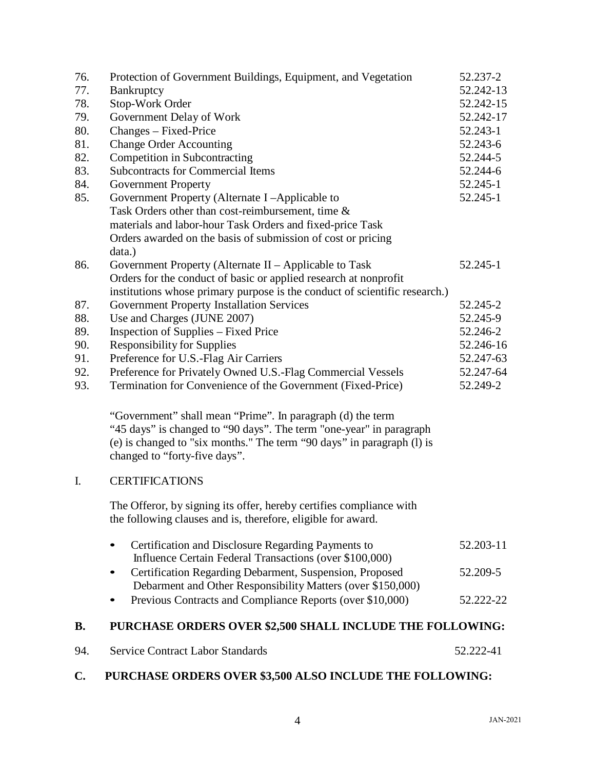| | | |
|---|---|---|
| 76. | Protection of Government Buildings, Equipment, and Vegetation | 52.237-2 |
| 77. | Bankruptcy | 52.242-13 |
| 78. | Stop-Work Order | 52.242-15 |
| 79. | Government Delay of Work | 52.242-17 |
| 80. | Changes – Fixed-Price | 52.243-1 |
| 81. | Change Order Accounting | 52.243-6 |
| 82. | Competition in Subcontracting | 52.244-5 |
| 83. | Subcontracts for Commercial Items | 52.244-6 |
| 84. | Government Property | 52.245-1 |
| 85. | Government Property (Alternate I –Applicable to Task Orders other than cost-reimbursement, time & materials and labor-hour Task Orders and fixed-price Task Orders awarded on the basis of submission of cost or pricing data.) | 52.245-1 |
| 86. | Government Property (Alternate II – Applicable to Task Orders for the conduct of basic or applied research at nonprofit institutions whose primary purpose is the conduct of scientific research.) | 52.245-1 |
| 87. | Government Property Installation Services | 52.245-2 |
| 88. | Use and Charges (JUNE 2007) | 52.245-9 |
| 89. | Inspection of Supplies – Fixed Price | 52.246-2 |
| 90. | Responsibility for Supplies | 52.246-16 |
| 91. | Preference for U.S.-Flag Air Carriers | 52.247-63 |
| 92. | Preference for Privately Owned U.S.-Flag Commercial Vessels | 52.247-64 |
| 93. | Termination for Convenience of the Government (Fixed-Price) | 52.249-2 |

"Government" shall mean "Prime". In paragraph (d) the term "45 days" is changed to "90 days". The term "one-year" in paragraph (e) is changed to "six months." The term "90 days" in paragraph (l) is changed to "forty-five days".

I. CERTIFICATIONS

The Offeror, by signing its offer, hereby certifies compliance with the following clauses and is, therefore, eligible for award.

- Certification and Disclosure Regarding Payments to Influence Certain Federal Transactions (over $100,000) — 52.203-11
- Certification Regarding Debarment, Suspension, Proposed Debarment and Other Responsibility Matters (over $150,000) — 52.209-5
- Previous Contracts and Compliance Reports (over $10,000) — 52.222-22

## B. PURCHASE ORDERS OVER $2,500 SHALL INCLUDE THE FOLLOWING:

| | | |
|---|---|---|
| 94. | Service Contract Labor Standards | 52.222-41 |

## C. PURCHASE ORDERS OVER $3,500 ALSO INCLUDE THE FOLLOWING: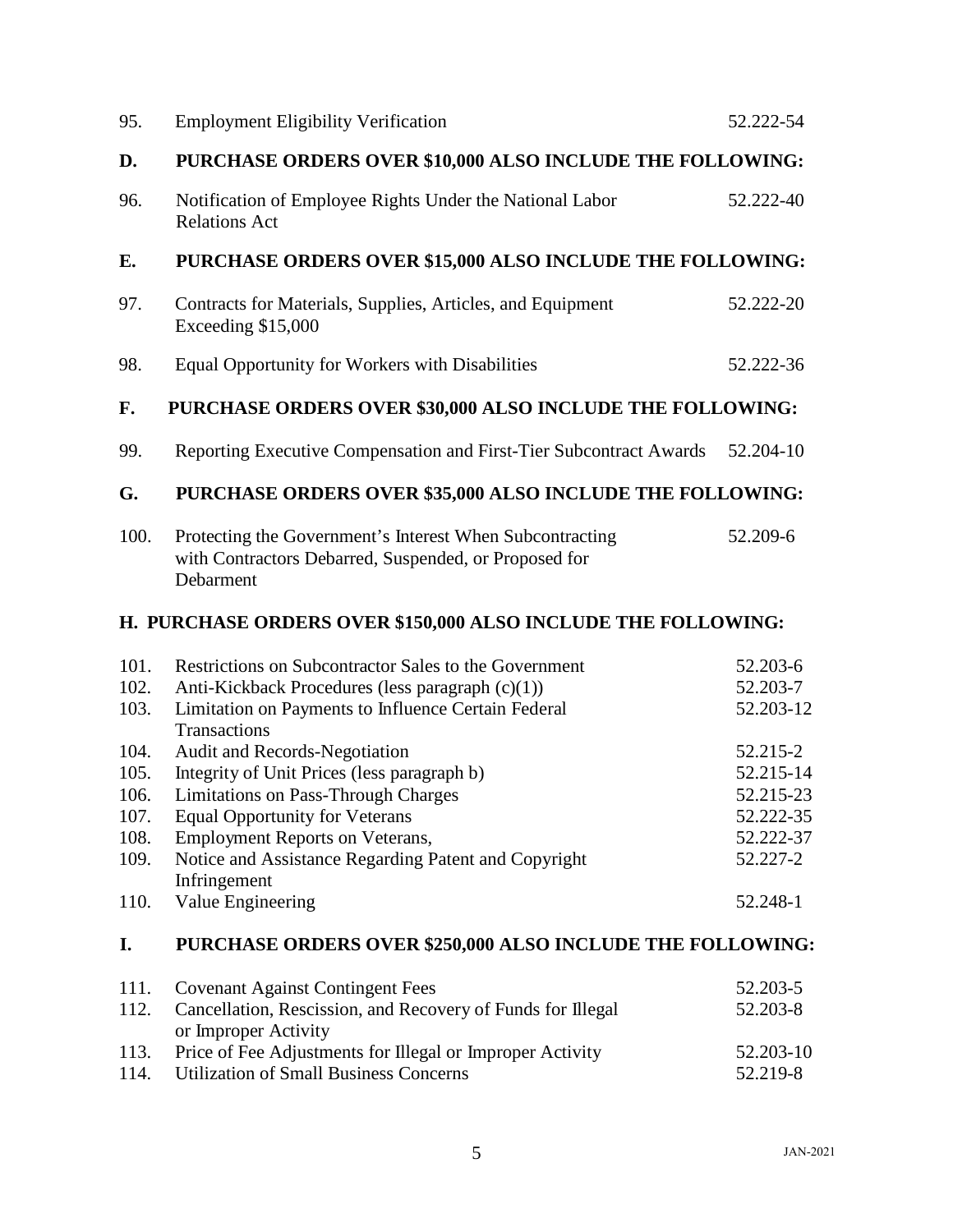| | | |
|---|---|---|
| 95. | Employment Eligibility Verification | 52.222-54 |

## D. PURCHASE ORDERS OVER $10,000 ALSO INCLUDE THE FOLLOWING:

| | | |
|---|---|---|
| 96. | Notification of Employee Rights Under the National Labor Relations Act | 52.222-40 |

## E. PURCHASE ORDERS OVER $15,000 ALSO INCLUDE THE FOLLOWING:

| | | |
|---|---|---|
| 97. | Contracts for Materials, Supplies, Articles, and Equipment Exceeding $15,000 | 52.222-20 |
| 98. | Equal Opportunity for Workers with Disabilities | 52.222-36 |

## F. PURCHASE ORDERS OVER $30,000 ALSO INCLUDE THE FOLLOWING:

| | | |
|---|---|---|
| 99. | Reporting Executive Compensation and First-Tier Subcontract Awards | 52.204-10 |

## G. PURCHASE ORDERS OVER $35,000 ALSO INCLUDE THE FOLLOWING:

| | | |
|---|---|---|
| 100. | Protecting the Government's Interest When Subcontracting with Contractors Debarred, Suspended, or Proposed for Debarment | 52.209-6 |

## H. PURCHASE ORDERS OVER $150,000 ALSO INCLUDE THE FOLLOWING:

| | | |
|---|---|---|
| 101. | Restrictions on Subcontractor Sales to the Government | 52.203-6 |
| 102. | Anti-Kickback Procedures (less paragraph (c)(1)) | 52.203-7 |
| 103. | Limitation on Payments to Influence Certain Federal Transactions | 52.203-12 |
| 104. | Audit and Records-Negotiation | 52.215-2 |
| 105. | Integrity of Unit Prices (less paragraph b) | 52.215-14 |
| 106. | Limitations on Pass-Through Charges | 52.215-23 |
| 107. | Equal Opportunity for Veterans | 52.222-35 |
| 108. | Employment Reports on Veterans, | 52.222-37 |
| 109. | Notice and Assistance Regarding Patent and Copyright Infringement | 52.227-2 |
| 110. | Value Engineering | 52.248-1 |

## I. PURCHASE ORDERS OVER $250,000 ALSO INCLUDE THE FOLLOWING:

| | | |
|---|---|---|
| 111. | Covenant Against Contingent Fees | 52.203-5 |
| 112. | Cancellation, Rescission, and Recovery of Funds for Illegal or Improper Activity | 52.203-8 |
| 113. | Price of Fee Adjustments for Illegal or Improper Activity | 52.203-10 |
| 114. | Utilization of Small Business Concerns | 52.219-8 |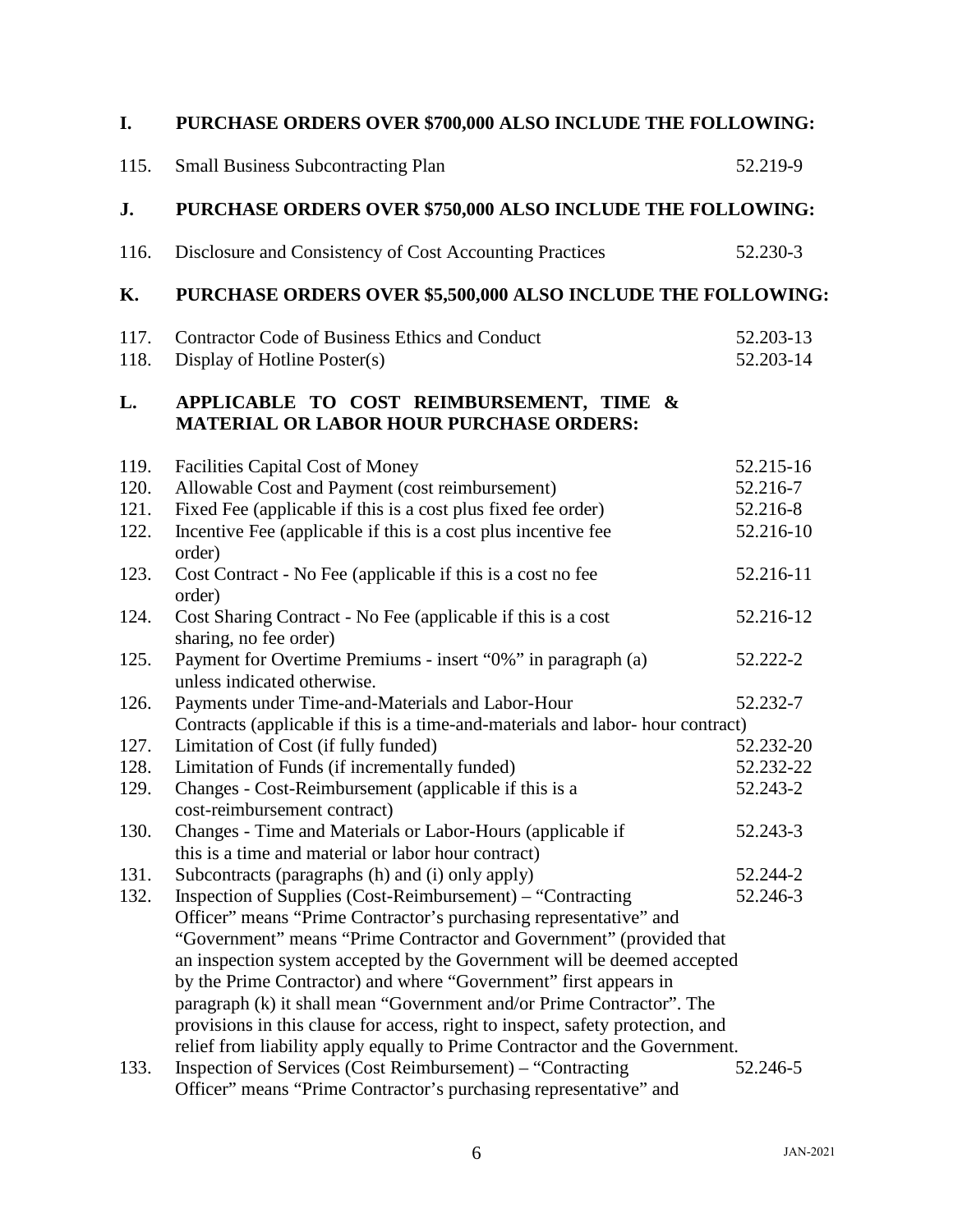## I. PURCHASE ORDERS OVER $700,000 ALSO INCLUDE THE FOLLOWING:

| | | |
|---|---|---|
| 115. | Small Business Subcontracting Plan | 52.219-9 |

## J. PURCHASE ORDERS OVER $750,000 ALSO INCLUDE THE FOLLOWING:

| | | |
|---|---|---|
| 116. | Disclosure and Consistency of Cost Accounting Practices | 52.230-3 |

## K. PURCHASE ORDERS OVER $5,500,000 ALSO INCLUDE THE FOLLOWING:

| | | |
|---|---|---|
| 117. | Contractor Code of Business Ethics and Conduct | 52.203-13 |
| 118. | Display of Hotline Poster(s) | 52.203-14 |

## L. APPLICABLE TO COST REIMBURSEMENT, TIME & MATERIAL OR LABOR HOUR PURCHASE ORDERS:

| | | |
|---|---|---|
| 119. | Facilities Capital Cost of Money | 52.215-16 |
| 120. | Allowable Cost and Payment (cost reimbursement) | 52.216-7 |
| 121. | Fixed Fee (applicable if this is a cost plus fixed fee order) | 52.216-8 |
| 122. | Incentive Fee (applicable if this is a cost plus incentive fee order) | 52.216-10 |
| 123. | Cost Contract - No Fee (applicable if this is a cost no fee order) | 52.216-11 |
| 124. | Cost Sharing Contract - No Fee (applicable if this is a cost sharing, no fee order) | 52.216-12 |
| 125. | Payment for Overtime Premiums - insert "0%" in paragraph (a) unless indicated otherwise. | 52.222-2 |
| 126. | Payments under Time-and-Materials and Labor-Hour Contracts (applicable if this is a time-and-materials and labor- hour contract) | 52.232-7 |
| 127. | Limitation of Cost (if fully funded) | 52.232-20 |
| 128. | Limitation of Funds (if incrementally funded) | 52.232-22 |
| 129. | Changes - Cost-Reimbursement (applicable if this is a cost-reimbursement contract) | 52.243-2 |
| 130. | Changes - Time and Materials or Labor-Hours (applicable if this is a time and material or labor hour contract) | 52.243-3 |
| 131. | Subcontracts (paragraphs (h) and (i) only apply) | 52.244-2 |
| 132. | Inspection of Supplies (Cost-Reimbursement) – "Contracting Officer" means "Prime Contractor's purchasing representative" and "Government" means "Prime Contractor and Government" (provided that an inspection system accepted by the Government will be deemed accepted by the Prime Contractor) and where "Government" first appears in paragraph (k) it shall mean "Government and/or Prime Contractor". The provisions in this clause for access, right to inspect, safety protection, and relief from liability apply equally to Prime Contractor and the Government. | 52.246-3 |
| 133. | Inspection of Services (Cost Reimbursement) – "Contracting Officer" means "Prime Contractor's purchasing representative" and | 52.246-5 |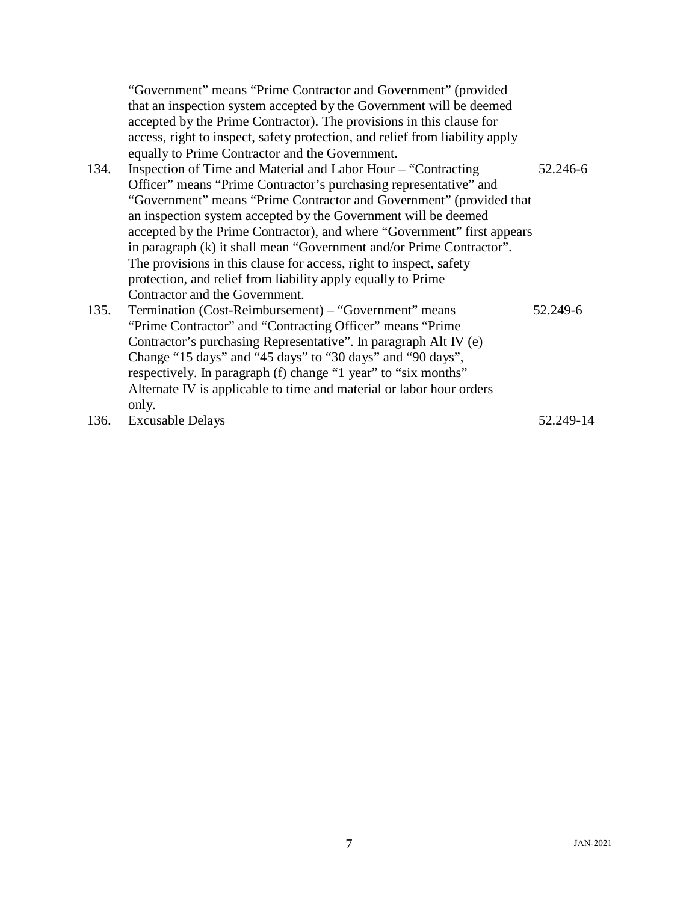"Government" means "Prime Contractor and Government" (provided that an inspection system accepted by the Government will be deemed accepted by the Prime Contractor). The provisions in this clause for access, right to inspect, safety protection, and relief from liability apply equally to Prime Contractor and the Government.

| | | |
|---|---|---|
| 134. | Inspection of Time and Material and Labor Hour – "Contracting Officer" means "Prime Contractor's purchasing representative" and "Government" means "Prime Contractor and Government" (provided that an inspection system accepted by the Government will be deemed accepted by the Prime Contractor), and where "Government" first appears in paragraph (k) it shall mean "Government and/or Prime Contractor". The provisions in this clause for access, right to inspect, safety protection, and relief from liability apply equally to Prime Contractor and the Government. | 52.246-6 |
| 135. | Termination (Cost-Reimbursement) – "Government" means "Prime Contractor" and "Contracting Officer" means "Prime Contractor's purchasing Representative". In paragraph Alt IV (e) Change "15 days" and "45 days" to "30 days" and "90 days", respectively. In paragraph (f) change "1 year" to "six months" Alternate IV is applicable to time and material or labor hour orders only. | 52.249-6 |
| 136. | Excusable Delays | 52.249-14 |

JAN-2021